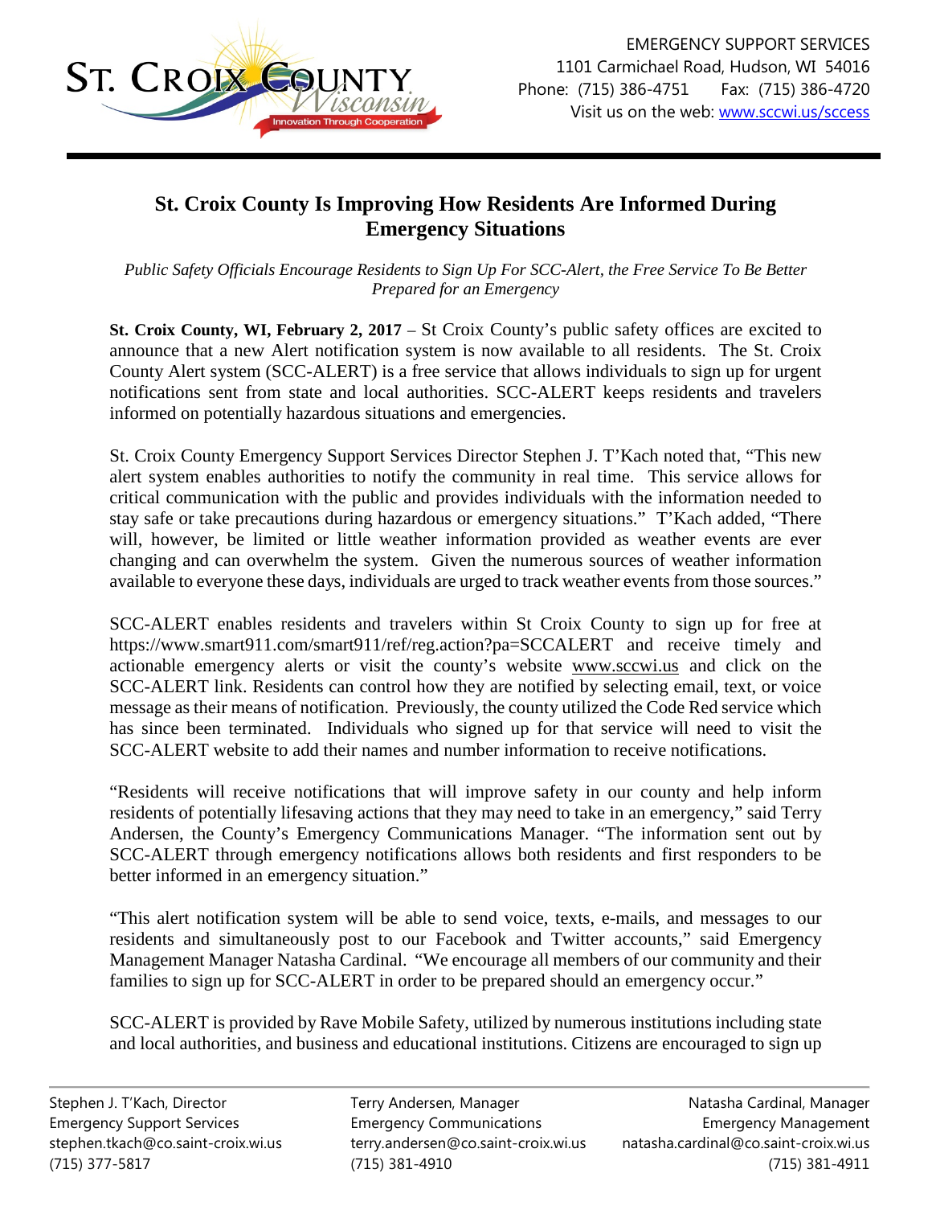ST. CROIX COUNTY Wisconsin — Innovation Through Cooperation

EMERGENCY SUPPORT SERVICES
1101 Carmichael Road, Hudson, WI 54016
Phone: (715) 386-4751 Fax: (715) 386-4720
Visit us on the web: www.sccwi.us/sccess

# St. Croix County Is Improving How Residents Are Informed During Emergency Situations

*Public Safety Officials Encourage Residents to Sign Up For SCC-Alert, the Free Service To Be Better Prepared for an Emergency*

**St. Croix County, WI, February 2, 2017** – St Croix County's public safety offices are excited to announce that a new Alert notification system is now available to all residents. The St. Croix County Alert system (SCC-ALERT) is a free service that allows individuals to sign up for urgent notifications sent from state and local authorities. SCC-ALERT keeps residents and travelers informed on potentially hazardous situations and emergencies.

St. Croix County Emergency Support Services Director Stephen J. T'Kach noted that, "This new alert system enables authorities to notify the community in real time. This service allows for critical communication with the public and provides individuals with the information needed to stay safe or take precautions during hazardous or emergency situations." T'Kach added, "There will, however, be limited or little weather information provided as weather events are ever changing and can overwhelm the system. Given the numerous sources of weather information available to everyone these days, individuals are urged to track weather events from those sources."

SCC-ALERT enables residents and travelers within St Croix County to sign up for free at https://www.smart911.com/smart911/ref/reg.action?pa=SCCALERT and receive timely and actionable emergency alerts or visit the county's website www.sccwi.us and click on the SCC-ALERT link. Residents can control how they are notified by selecting email, text, or voice message as their means of notification. Previously, the county utilized the Code Red service which has since been terminated. Individuals who signed up for that service will need to visit the SCC-ALERT website to add their names and number information to receive notifications.

"Residents will receive notifications that will improve safety in our county and help inform residents of potentially lifesaving actions that they may need to take in an emergency," said Terry Andersen, the County's Emergency Communications Manager. "The information sent out by SCC-ALERT through emergency notifications allows both residents and first responders to be better informed in an emergency situation."

"This alert notification system will be able to send voice, texts, e-mails, and messages to our residents and simultaneously post to our Facebook and Twitter accounts," said Emergency Management Manager Natasha Cardinal. "We encourage all members of our community and their families to sign up for SCC-ALERT in order to be prepared should an emergency occur."

SCC-ALERT is provided by Rave Mobile Safety, utilized by numerous institutions including state and local authorities, and business and educational institutions. Citizens are encouraged to sign up

Stephen J. T'Kach, Director
Emergency Support Services
stephen.tkach@co.saint-croix.wi.us
(715) 377-5817

Terry Andersen, Manager
Emergency Communications
terry.andersen@co.saint-croix.wi.us
(715) 381-4910

Natasha Cardinal, Manager
Emergency Management
natasha.cardinal@co.saint-croix.wi.us
(715) 381-4911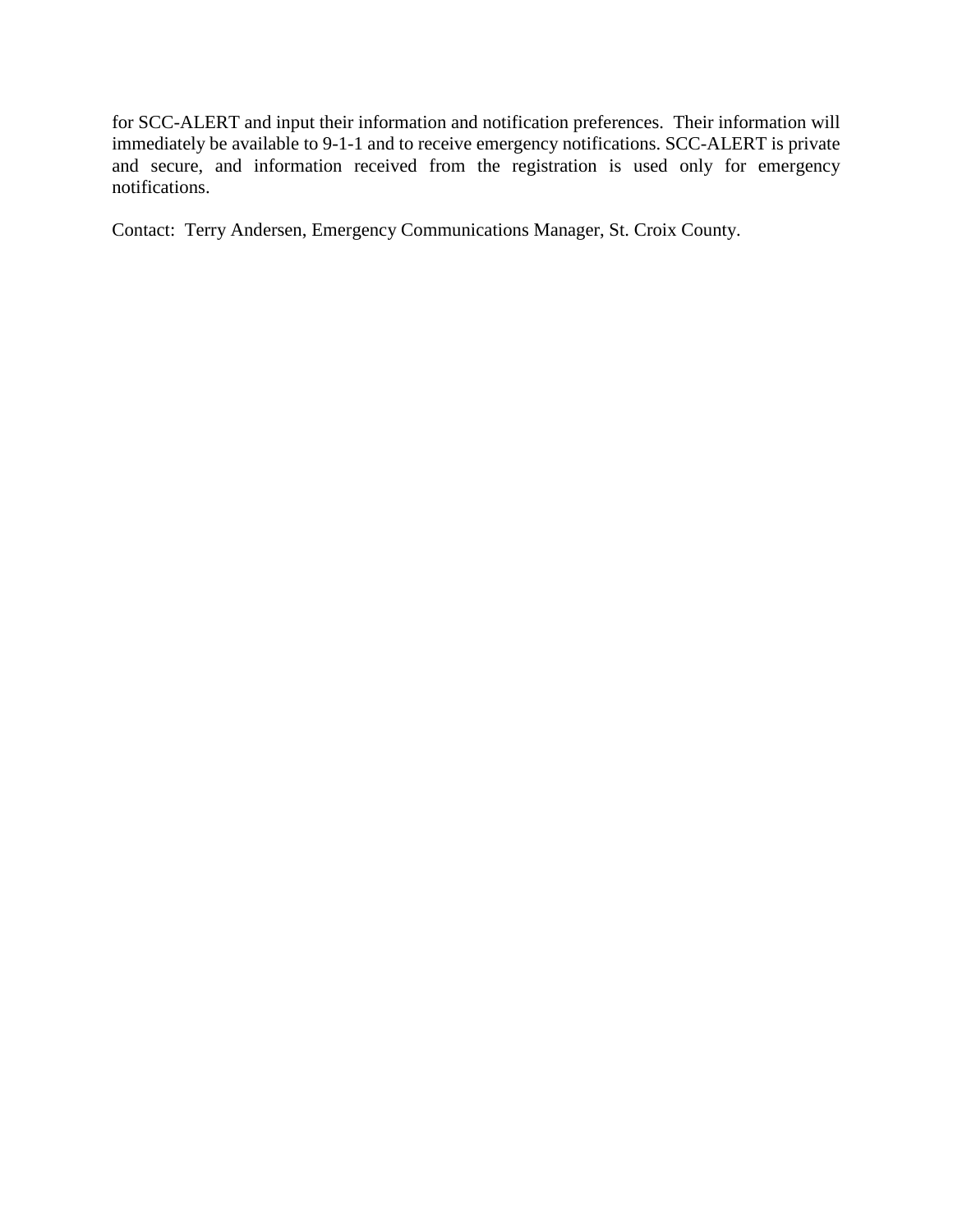for SCC-ALERT and input their information and notification preferences. Their information will immediately be available to 9-1-1 and to receive emergency notifications. SCC-ALERT is private and secure, and information received from the registration is used only for emergency notifications.

Contact: Terry Andersen, Emergency Communications Manager, St. Croix County.